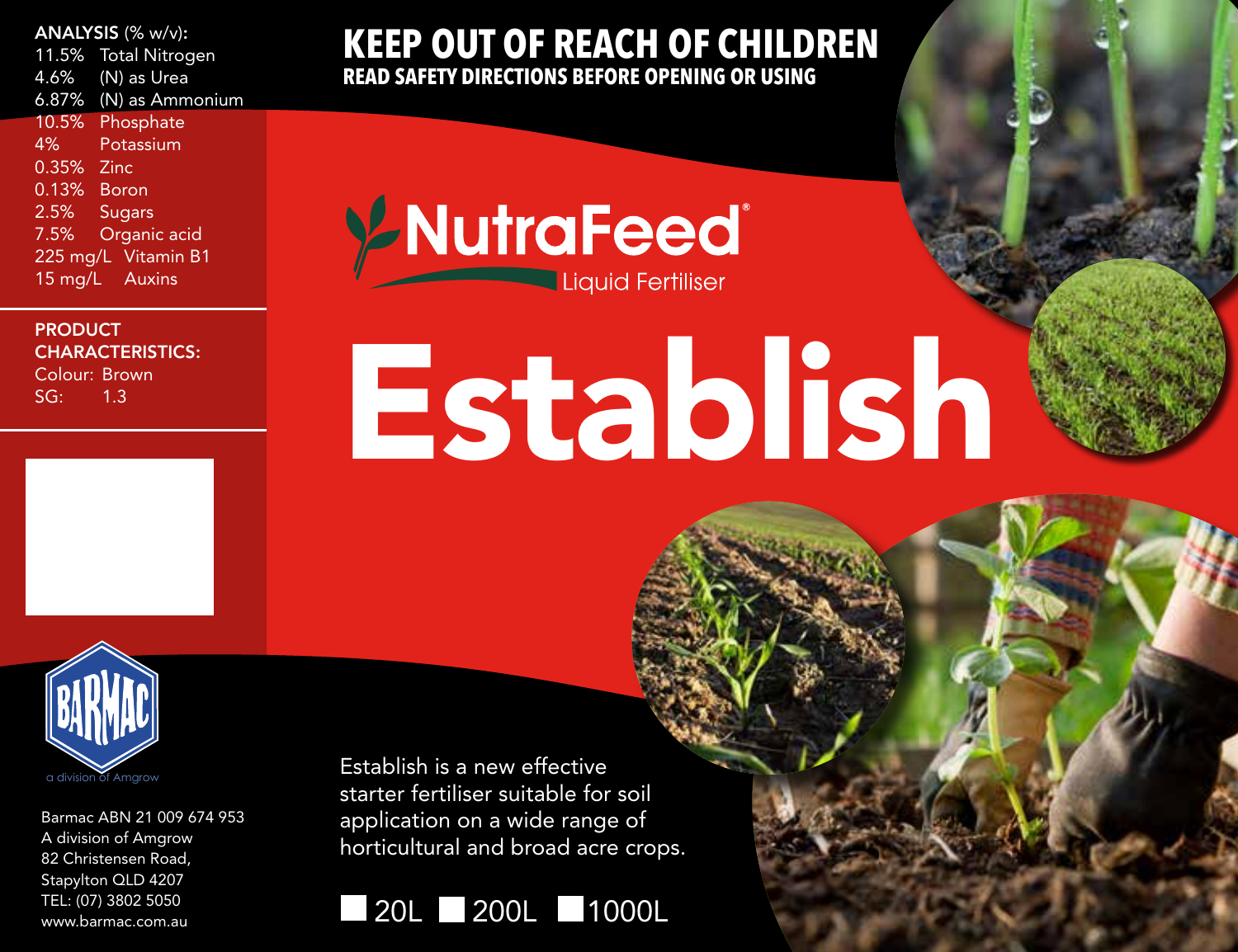**ANALYSIS** (% w/v):

| | |
|---|---|
| 11.5% | Total Nitrogen |
| 4.6% | (N) as Urea |
| 6.87% | (N) as Ammonium |
| 10.5% | Phosphate |
| 4% | Potassium |
| 0.35% | Zinc |
| 0.13% | Boron |
| 2.5% | Sugars |
| 7.5% | Organic acid |
| 225 mg/L | Vitamin B1 |
| 15 mg/L | Auxins |

**PRODUCT CHARACTERISTICS:**

Colour: Brown

SG: 1.3

BARMAC

a division of Amgrow

Barmac ABN 21 009 674 953
A division of Amgrow
82 Christensen Road,
Stapylton QLD 4207
TEL: (07) 3802 5050
www.barmac.com.au

**KEEP OUT OF REACH OF CHILDREN**

**READ SAFETY DIRECTIONS BEFORE OPENING OR USING**

# NutraFeed®

Liquid Fertiliser

# Establish

Establish is a new effective starter fertiliser suitable for soil application on a wide range of horticultural and broad acre crops.

☐ 20L ☐ 200L ☐ 1000L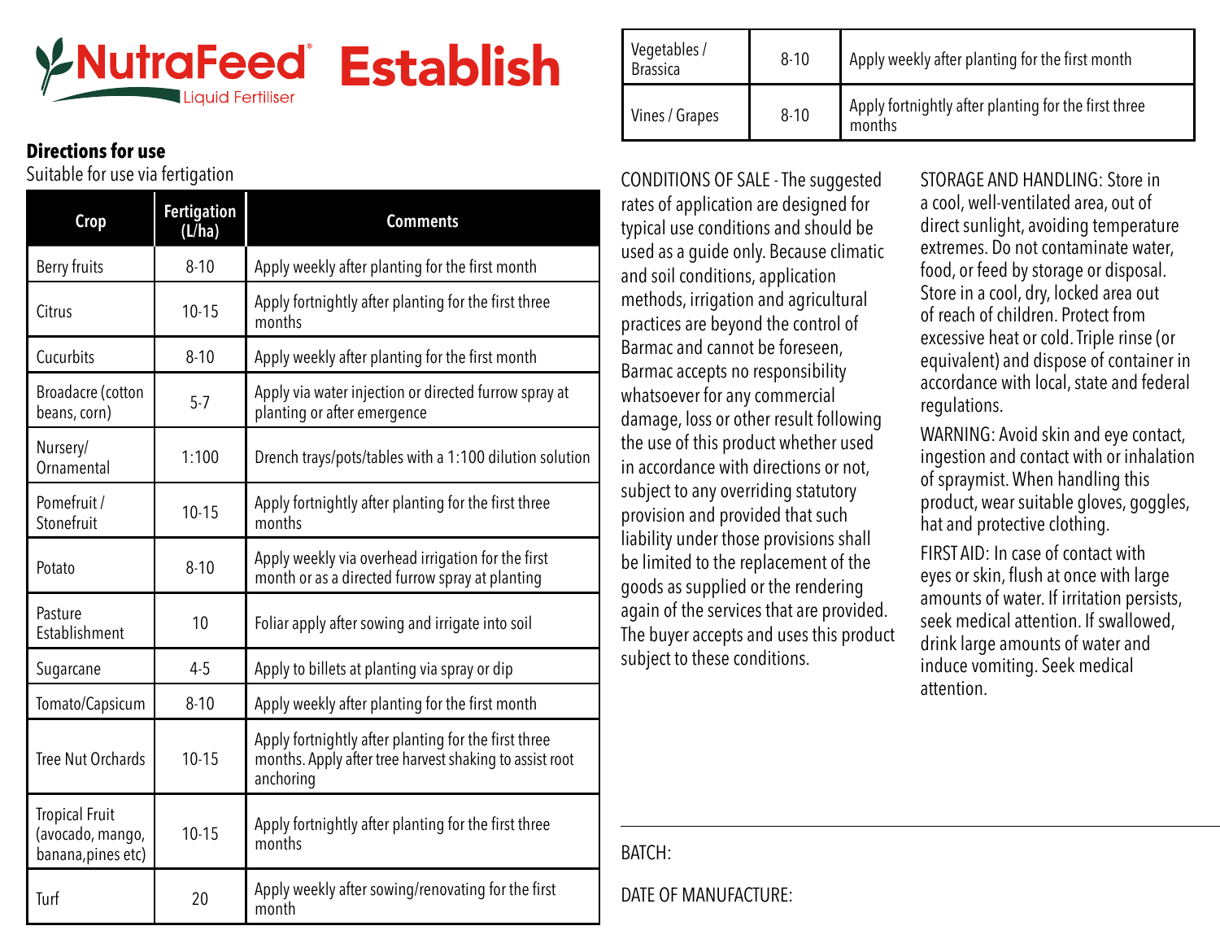# NutraFeed® Establish

Liquid Fertiliser

**Directions for use**

Suitable for use via fertigation

| Crop | Fertigation (L/ha) | Comments |
|---|---|---|
| Berry fruits | 8-10 | Apply weekly after planting for the first month |
| Citrus | 10-15 | Apply fortnightly after planting for the first three months |
| Cucurbits | 8-10 | Apply weekly after planting for the first month |
| Broadacre (cotton beans, corn) | 5-7 | Apply via water injection or directed furrow spray at planting or after emergence |
| Nursery/ Ornamental | 1:100 | Drench trays/pots/tables with a 1:100 dilution solution |
| Pomefruit / Stonefruit | 10-15 | Apply fortnightly after planting for the first three months |
| Potato | 8-10 | Apply weekly via overhead irrigation for the first month or as a directed furrow spray at planting |
| Pasture Establishment | 10 | Foliar apply after sowing and irrigate into soil |
| Sugarcane | 4-5 | Apply to billets at planting via spray or dip |
| Tomato/Capsicum | 8-10 | Apply weekly after planting for the first month |
| Tree Nut Orchards | 10-15 | Apply fortnightly after planting for the first three months. Apply after tree harvest shaking to assist root anchoring |
| Tropical Fruit (avocado, mango, banana,pines etc) | 10-15 | Apply fortnightly after planting for the first three months |
| Turf | 20 | Apply weekly after sowing/renovating for the first month |
| Vegetables / Brassica | 8-10 | Apply weekly after planting for the first month |
| Vines / Grapes | 8-10 | Apply fortnightly after planting for the first three months |

CONDITIONS OF SALE - The suggested rates of application are designed for typical use conditions and should be used as a guide only. Because climatic and soil conditions, application methods, irrigation and agricultural practices are beyond the control of Barmac and cannot be foreseen, Barmac accepts no responsibility whatsoever for any commercial damage, loss or other result following the use of this product whether used in accordance with directions or not, subject to any overriding statutory provision and provided that such liability under those provisions shall be limited to the replacement of the goods as supplied or the rendering again of the services that are provided. The buyer accepts and uses this product subject to these conditions.

STORAGE AND HANDLING: Store in a cool, well-ventilated area, out of direct sunlight, avoiding temperature extremes. Do not contaminate water, food, or feed by storage or disposal. Store in a cool, dry, locked area out of reach of children. Protect from excessive heat or cold. Triple rinse (or equivalent) and dispose of container in accordance with local, state and federal regulations.

WARNING: Avoid skin and eye contact, ingestion and contact with or inhalation of spraymist. When handling this product, wear suitable gloves, goggles, hat and protective clothing.

FIRST AID: In case of contact with eyes or skin, flush at once with large amounts of water. If irritation persists, seek medical attention. If swallowed, drink large amounts of water and induce vomiting. Seek medical attention.

BATCH:

DATE OF MANUFACTURE: